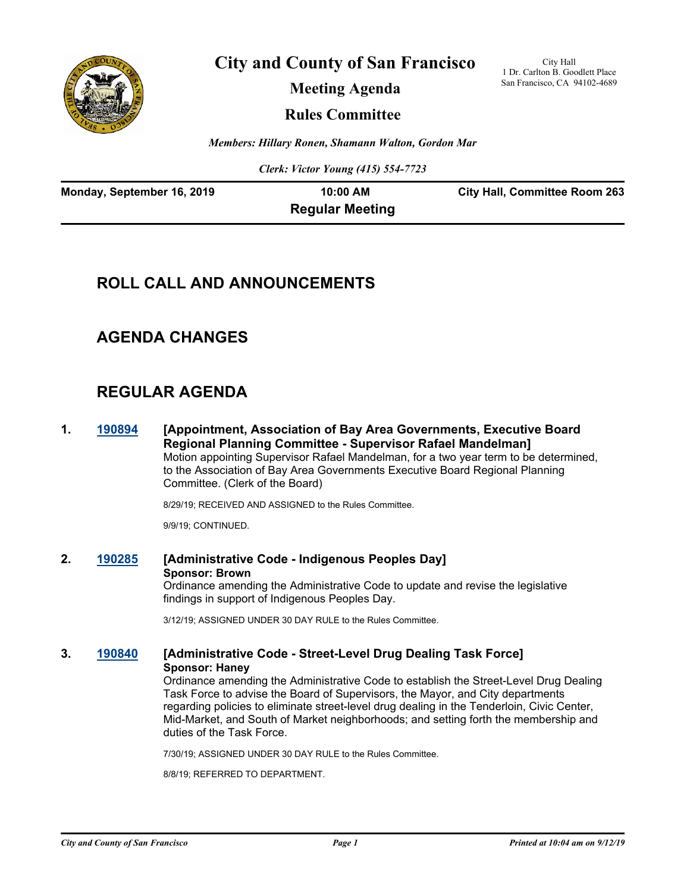# City and County of San Francisco

City Hall
1 Dr. Carlton B. Goodlett Place
San Francisco, CA 94102-4689

## Meeting Agenda

## Rules Committee

*Members: Hillary Ronen, Shamann Walton, Gordon Mar*

*Clerk: Victor Young (415) 554-7723*

**Monday, September 16, 2019** | **10:00 AM** | **City Hall, Committee Room 263**

**Regular Meeting**

## ROLL CALL AND ANNOUNCEMENTS

## AGENDA CHANGES

## REGULAR AGENDA

**1. 190894 [Appointment, Association of Bay Area Governments, Executive Board Regional Planning Committee - Supervisor Rafael Mandelman]**

Motion appointing Supervisor Rafael Mandelman, for a two year term to be determined, to the Association of Bay Area Governments Executive Board Regional Planning Committee. (Clerk of the Board)

8/29/19; RECEIVED AND ASSIGNED to the Rules Committee.

9/9/19; CONTINUED.

**2. 190285 [Administrative Code - Indigenous Peoples Day]**

**Sponsor: Brown**

Ordinance amending the Administrative Code to update and revise the legislative findings in support of Indigenous Peoples Day.

3/12/19; ASSIGNED UNDER 30 DAY RULE to the Rules Committee.

**3. 190840 [Administrative Code - Street-Level Drug Dealing Task Force]**

**Sponsor: Haney**

Ordinance amending the Administrative Code to establish the Street-Level Drug Dealing Task Force to advise the Board of Supervisors, the Mayor, and City departments regarding policies to eliminate street-level drug dealing in the Tenderloin, Civic Center, Mid-Market, and South of Market neighborhoods; and setting forth the membership and duties of the Task Force.

7/30/19; ASSIGNED UNDER 30 DAY RULE to the Rules Committee.

8/8/19; REFERRED TO DEPARTMENT.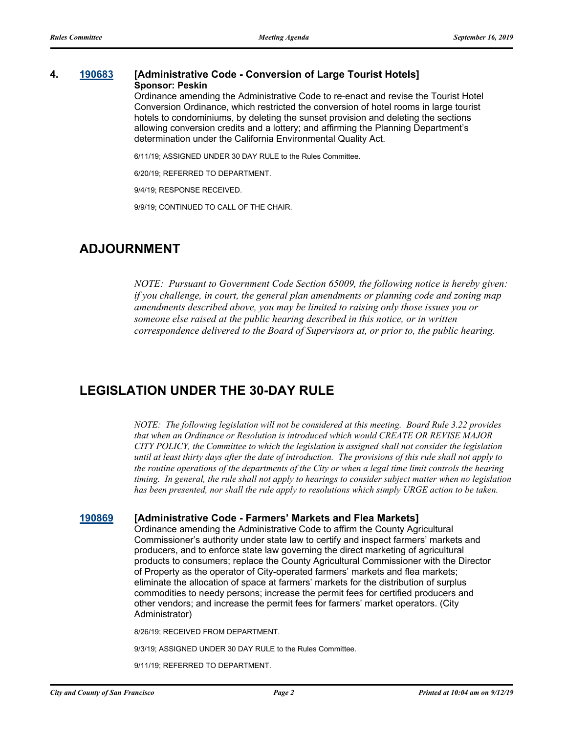**4. [190683](190683) [Administrative Code - Conversion of Large Tourist Hotels]**
**Sponsor: Peskin**

Ordinance amending the Administrative Code to re-enact and revise the Tourist Hotel Conversion Ordinance, which restricted the conversion of hotel rooms in large tourist hotels to condominiums, by deleting the sunset provision and deleting the sections allowing conversion credits and a lottery; and affirming the Planning Department's determination under the California Environmental Quality Act.

6/11/19; ASSIGNED UNDER 30 DAY RULE to the Rules Committee.

6/20/19; REFERRED TO DEPARTMENT.

9/4/19; RESPONSE RECEIVED.

9/9/19; CONTINUED TO CALL OF THE CHAIR.

# ADJOURNMENT

*NOTE: Pursuant to Government Code Section 65009, the following notice is hereby given: if you challenge, in court, the general plan amendments or planning code and zoning map amendments described above, you may be limited to raising only those issues you or someone else raised at the public hearing described in this notice, or in written correspondence delivered to the Board of Supervisors at, or prior to, the public hearing.*

# LEGISLATION UNDER THE 30-DAY RULE

*NOTE: The following legislation will not be considered at this meeting. Board Rule 3.22 provides that when an Ordinance or Resolution is introduced which would CREATE OR REVISE MAJOR CITY POLICY, the Committee to which the legislation is assigned shall not consider the legislation until at least thirty days after the date of introduction. The provisions of this rule shall not apply to the routine operations of the departments of the City or when a legal time limit controls the hearing timing. In general, the rule shall not apply to hearings to consider subject matter when no legislation has been presented, nor shall the rule apply to resolutions which simply URGE action to be taken.*

**[190869](190869) [Administrative Code - Farmers' Markets and Flea Markets]**

Ordinance amending the Administrative Code to affirm the County Agricultural Commissioner's authority under state law to certify and inspect farmers' markets and producers, and to enforce state law governing the direct marketing of agricultural products to consumers; replace the County Agricultural Commissioner with the Director of Property as the operator of City-operated farmers' markets and flea markets; eliminate the allocation of space at farmers' markets for the distribution of surplus commodities to needy persons; increase the permit fees for certified producers and other vendors; and increase the permit fees for farmers' market operators. (City Administrator)

8/26/19; RECEIVED FROM DEPARTMENT.

9/3/19; ASSIGNED UNDER 30 DAY RULE to the Rules Committee.

9/11/19; REFERRED TO DEPARTMENT.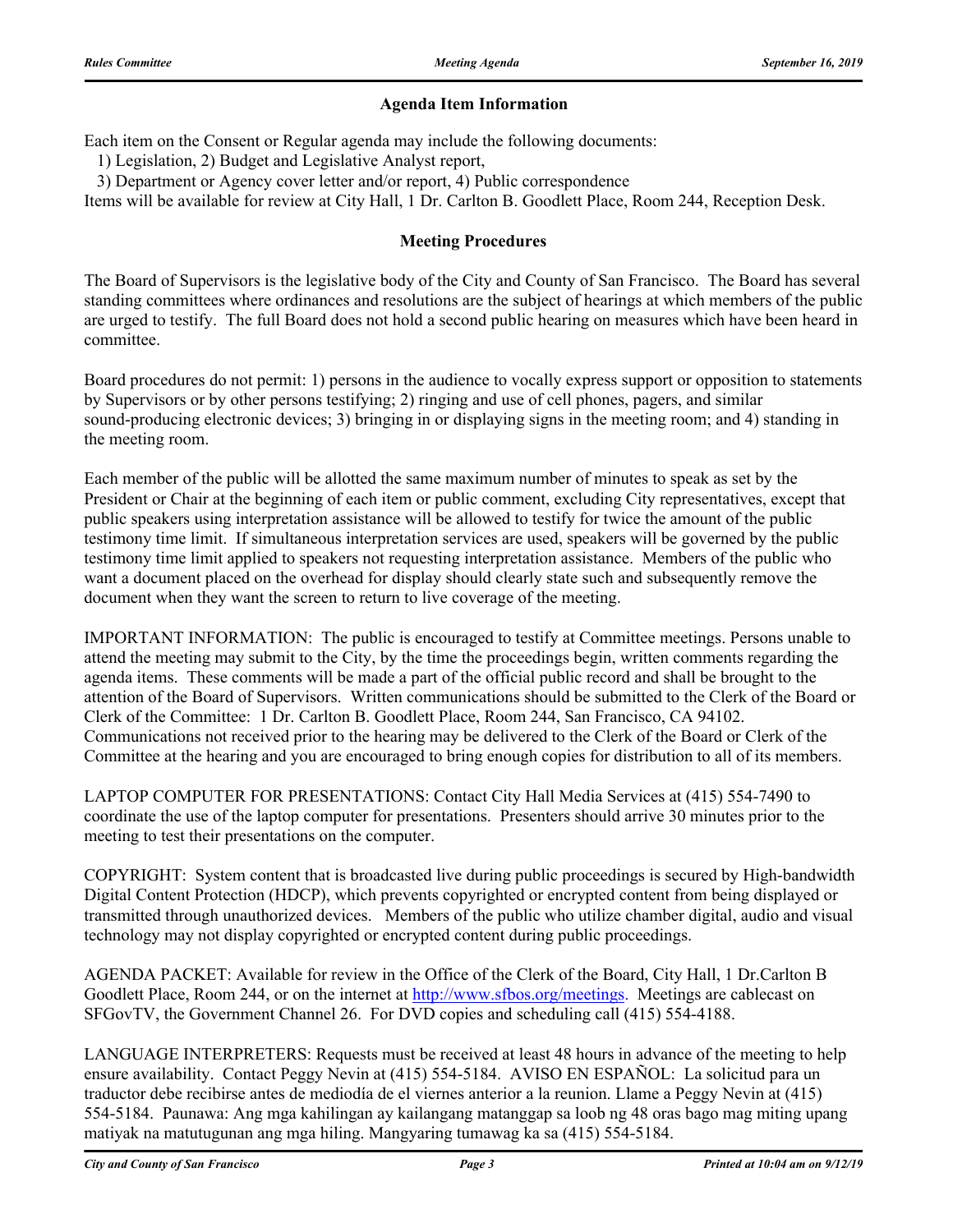## Agenda Item Information

Each item on the Consent or Regular agenda may include the following documents:

1) Legislation, 2) Budget and Legislative Analyst report,

3) Department or Agency cover letter and/or report, 4) Public correspondence

Items will be available for review at City Hall, 1 Dr. Carlton B. Goodlett Place, Room 244, Reception Desk.

## Meeting Procedures

The Board of Supervisors is the legislative body of the City and County of San Francisco. The Board has several standing committees where ordinances and resolutions are the subject of hearings at which members of the public are urged to testify. The full Board does not hold a second public hearing on measures which have been heard in committee.

Board procedures do not permit: 1) persons in the audience to vocally express support or opposition to statements by Supervisors or by other persons testifying; 2) ringing and use of cell phones, pagers, and similar sound-producing electronic devices; 3) bringing in or displaying signs in the meeting room; and 4) standing in the meeting room.

Each member of the public will be allotted the same maximum number of minutes to speak as set by the President or Chair at the beginning of each item or public comment, excluding City representatives, except that public speakers using interpretation assistance will be allowed to testify for twice the amount of the public testimony time limit. If simultaneous interpretation services are used, speakers will be governed by the public testimony time limit applied to speakers not requesting interpretation assistance. Members of the public who want a document placed on the overhead for display should clearly state such and subsequently remove the document when they want the screen to return to live coverage of the meeting.

IMPORTANT INFORMATION: The public is encouraged to testify at Committee meetings. Persons unable to attend the meeting may submit to the City, by the time the proceedings begin, written comments regarding the agenda items. These comments will be made a part of the official public record and shall be brought to the attention of the Board of Supervisors. Written communications should be submitted to the Clerk of the Board or Clerk of the Committee: 1 Dr. Carlton B. Goodlett Place, Room 244, San Francisco, CA 94102. Communications not received prior to the hearing may be delivered to the Clerk of the Board or Clerk of the Committee at the hearing and you are encouraged to bring enough copies for distribution to all of its members.

LAPTOP COMPUTER FOR PRESENTATIONS: Contact City Hall Media Services at (415) 554-7490 to coordinate the use of the laptop computer for presentations. Presenters should arrive 30 minutes prior to the meeting to test their presentations on the computer.

COPYRIGHT: System content that is broadcasted live during public proceedings is secured by High-bandwidth Digital Content Protection (HDCP), which prevents copyrighted or encrypted content from being displayed or transmitted through unauthorized devices. Members of the public who utilize chamber digital, audio and visual technology may not display copyrighted or encrypted content during public proceedings.

AGENDA PACKET: Available for review in the Office of the Clerk of the Board, City Hall, 1 Dr.Carlton B Goodlett Place, Room 244, or on the internet at http://www.sfbos.org/meetings. Meetings are cablecast on SFGovTV, the Government Channel 26. For DVD copies and scheduling call (415) 554-4188.

LANGUAGE INTERPRETERS: Requests must be received at least 48 hours in advance of the meeting to help ensure availability. Contact Peggy Nevin at (415) 554-5184. AVISO EN ESPAÑOL: La solicitud para un traductor debe recibirse antes de mediodía de el viernes anterior a la reunion. Llame a Peggy Nevin at (415) 554-5184. Paunawa: Ang mga kahilingan ay kailangang matanggap sa loob ng 48 oras bago mag miting upang matiyak na matutugunan ang mga hiling. Mangyaring tumawag ka sa (415) 554-5184.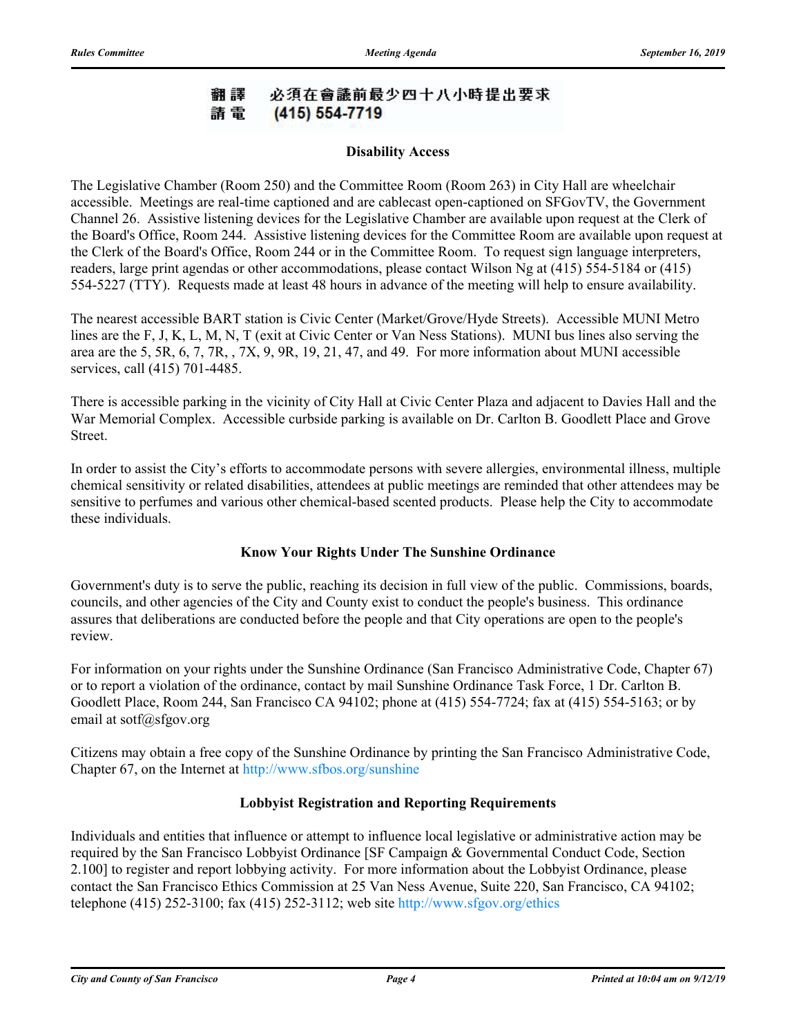翻譯　必須在會議前最少四十八小時提出要求
請電　(415) 554-7719

### Disability Access

The Legislative Chamber (Room 250) and the Committee Room (Room 263) in City Hall are wheelchair accessible. Meetings are real-time captioned and are cablecast open-captioned on SFGovTV, the Government Channel 26. Assistive listening devices for the Legislative Chamber are available upon request at the Clerk of the Board's Office, Room 244. Assistive listening devices for the Committee Room are available upon request at the Clerk of the Board's Office, Room 244 or in the Committee Room. To request sign language interpreters, readers, large print agendas or other accommodations, please contact Wilson Ng at (415) 554-5184 or (415) 554-5227 (TTY). Requests made at least 48 hours in advance of the meeting will help to ensure availability.

The nearest accessible BART station is Civic Center (Market/Grove/Hyde Streets). Accessible MUNI Metro lines are the F, J, K, L, M, N, T (exit at Civic Center or Van Ness Stations). MUNI bus lines also serving the area are the 5, 5R, 6, 7, 7R, , 7X, 9, 9R, 19, 21, 47, and 49. For more information about MUNI accessible services, call (415) 701-4485.

There is accessible parking in the vicinity of City Hall at Civic Center Plaza and adjacent to Davies Hall and the War Memorial Complex. Accessible curbside parking is available on Dr. Carlton B. Goodlett Place and Grove Street.

In order to assist the City's efforts to accommodate persons with severe allergies, environmental illness, multiple chemical sensitivity or related disabilities, attendees at public meetings are reminded that other attendees may be sensitive to perfumes and various other chemical-based scented products. Please help the City to accommodate these individuals.

### Know Your Rights Under The Sunshine Ordinance

Government's duty is to serve the public, reaching its decision in full view of the public. Commissions, boards, councils, and other agencies of the City and County exist to conduct the people's business. This ordinance assures that deliberations are conducted before the people and that City operations are open to the people's review.

For information on your rights under the Sunshine Ordinance (San Francisco Administrative Code, Chapter 67) or to report a violation of the ordinance, contact by mail Sunshine Ordinance Task Force, 1 Dr. Carlton B. Goodlett Place, Room 244, San Francisco CA 94102; phone at (415) 554-7724; fax at (415) 554-5163; or by email at sotf@sfgov.org

Citizens may obtain a free copy of the Sunshine Ordinance by printing the San Francisco Administrative Code, Chapter 67, on the Internet at http://www.sfbos.org/sunshine

### Lobbyist Registration and Reporting Requirements

Individuals and entities that influence or attempt to influence local legislative or administrative action may be required by the San Francisco Lobbyist Ordinance [SF Campaign & Governmental Conduct Code, Section 2.100] to register and report lobbying activity. For more information about the Lobbyist Ordinance, please contact the San Francisco Ethics Commission at 25 Van Ness Avenue, Suite 220, San Francisco, CA 94102; telephone (415) 252-3100; fax (415) 252-3112; web site http://www.sfgov.org/ethics